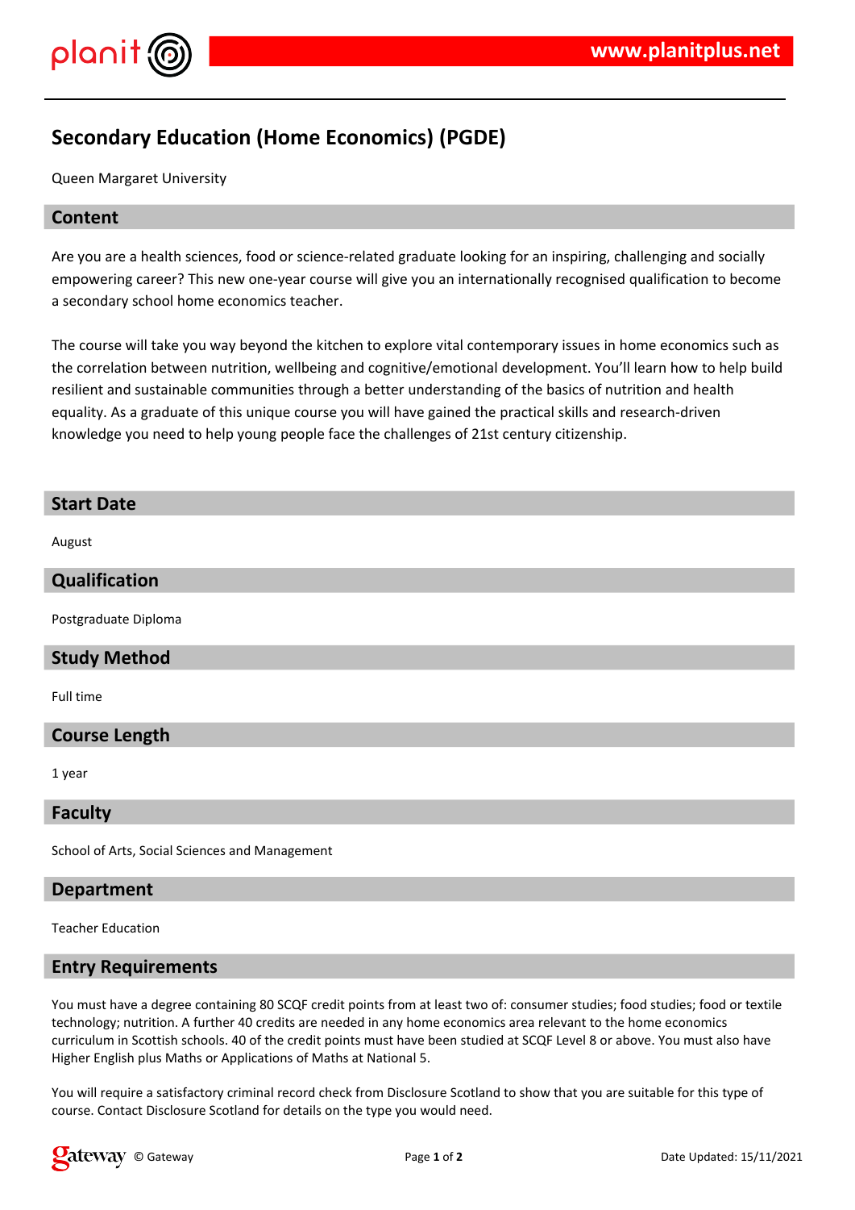# Secondary Education (Home Economics) (PGDE)

Queen Margaret University

## Content

Are you are a health sciences, food or science-related graduate looking for an inspiring, challenging and socially empowering career? This new one-year course will give you an internationally recognised qualification to become a secondary school home economics teacher.

The course will take you way beyond the kitchen to explore vital contemporary issues in home economics such as the correlation between nutrition, wellbeing and cognitive/emotional development. You'll learn how to help build resilient and sustainable communities through a better understanding of the basics of nutrition and health equality. As a graduate of this unique course you will have gained the practical skills and research-driven knowledge you need to help young people face the challenges of 21st century citizenship.

## Start Date

August

## Qualification

Postgraduate Diploma

## Study Method

Full time

## Course Length

1 year

## Faculty

School of Arts, Social Sciences and Management

## Department

Teacher Education

## Entry Requirements

You must have a degree containing 80 SCQF credit points from at least two of: consumer studies; food studies; food or textile technology; nutrition. A further 40 credits are needed in any home economics area relevant to the home economics curriculum in Scottish schools. 40 of the credit points must have been studied at SCQF Level 8 or above. You must also have Higher English plus Maths or Applications of Maths at National 5.

You will require a satisfactory criminal record check from Disclosure Scotland to show that you are suitable for this type of course. Contact Disclosure Scotland for details on the type you would need.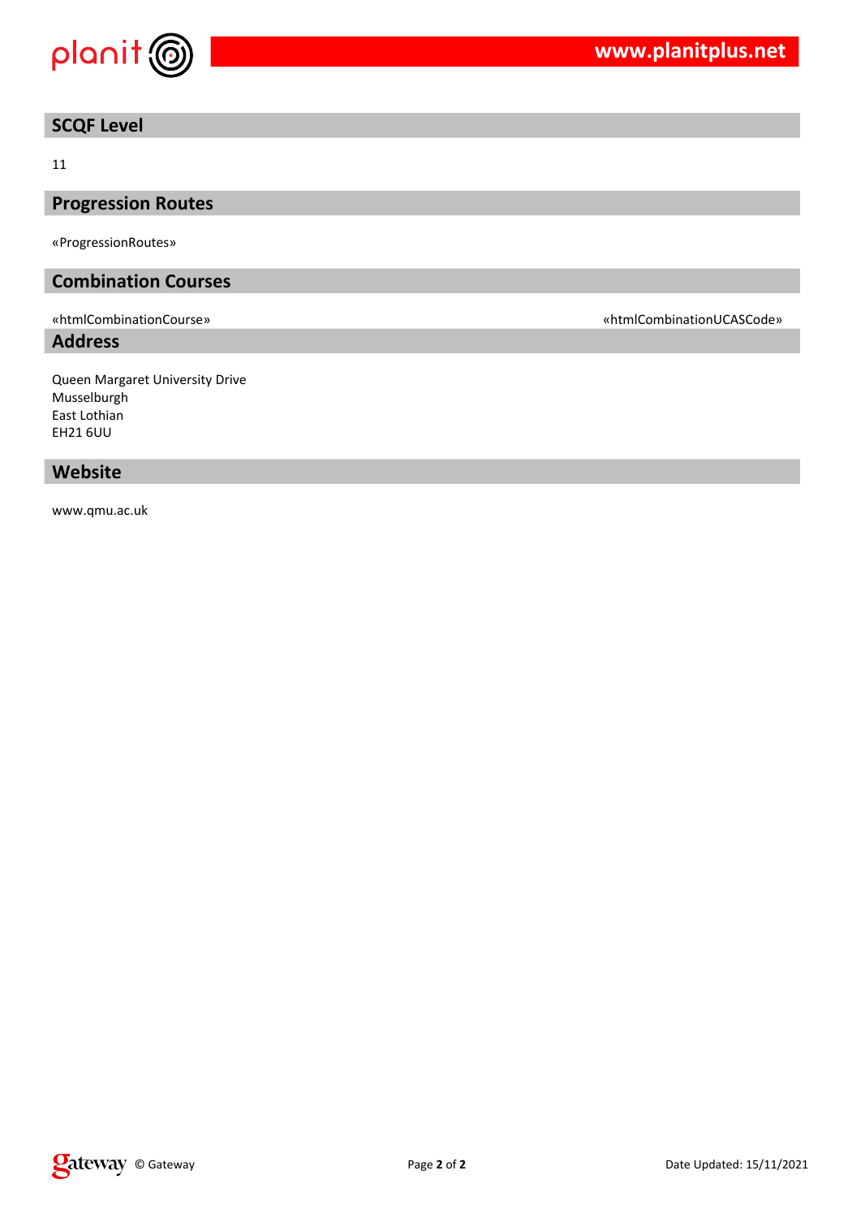## SCQF Level

11

## Progression Routes

«ProgressionRoutes»

## Combination Courses

«htmlCombinationCourse» «htmlCombinationUCASCode»

## Address

Queen Margaret University Drive
Musselburgh
East Lothian
EH21 6UU

## Website

www.qmu.ac.uk